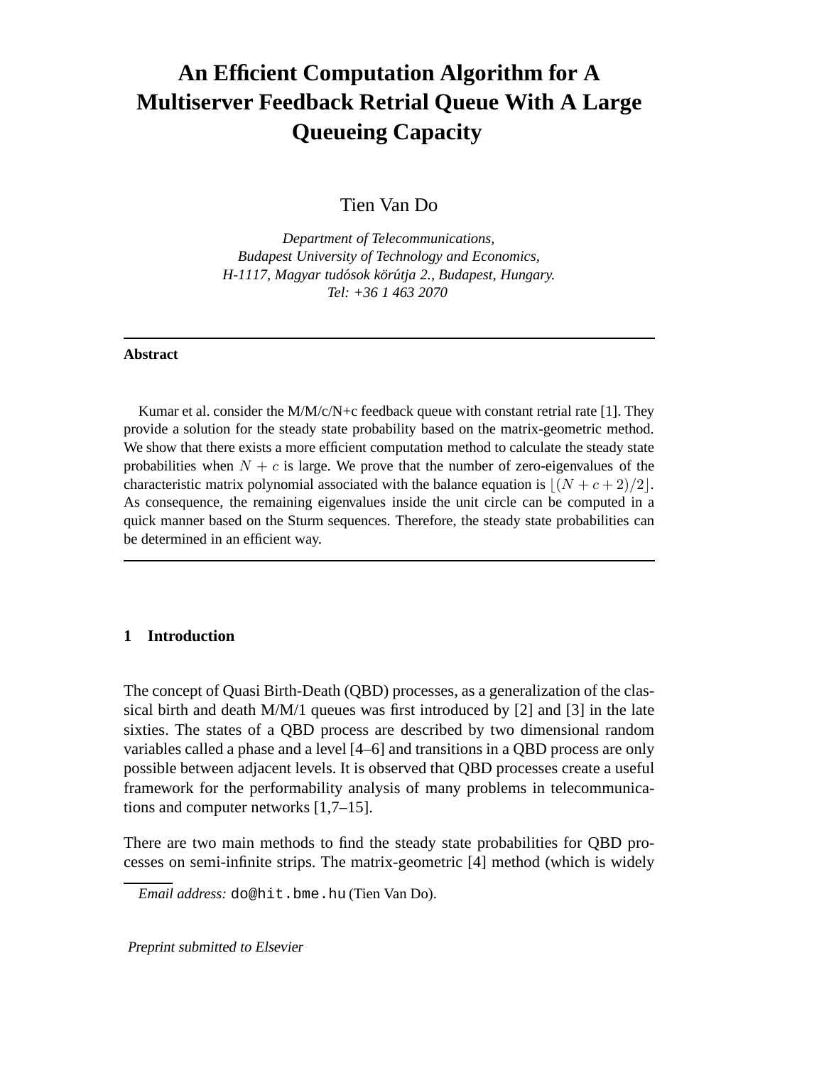# An Efficient Computation Algorithm for A Multiserver Feedback Retrial Queue With A Large Queueing Capacity

Tien Van Do

*Department of Telecommunications,*
*Budapest University of Technology and Economics,*
*H-1117, Magyar tudósok körútja 2., Budapest, Hungary.*
*Tel: +36 1 463 2070*

---

**Abstract**

Kumar et al. consider the M/M/c/N+c feedback queue with constant retrial rate [1]. They provide a solution for the steady state probability based on the matrix-geometric method. We show that there exists a more efficient computation method to calculate the steady state probabilities when $N + c$ is large. We prove that the number of zero-eigenvalues of the characteristic matrix polynomial associated with the balance equation is $\lfloor (N + c + 2)/2 \rfloor$. As consequence, the remaining eigenvalues inside the unit circle can be computed in a quick manner based on the Sturm sequences. Therefore, the steady state probabilities can be determined in an efficient way.

---

## 1 Introduction

The concept of Quasi Birth-Death (QBD) processes, as a generalization of the classical birth and death M/M/1 queues was first introduced by [2] and [3] in the late sixties. The states of a QBD process are described by two dimensional random variables called a phase and a level [4–6] and transitions in a QBD process are only possible between adjacent levels. It is observed that QBD processes create a useful framework for the performability analysis of many problems in telecommunications and computer networks [1,7–15].

There are two main methods to find the steady state probabilities for QBD processes on semi-infinite strips. The matrix-geometric [4] method (which is widely

*Email address:* do@hit.bme.hu (Tien Van Do).

Preprint submitted to Elsevier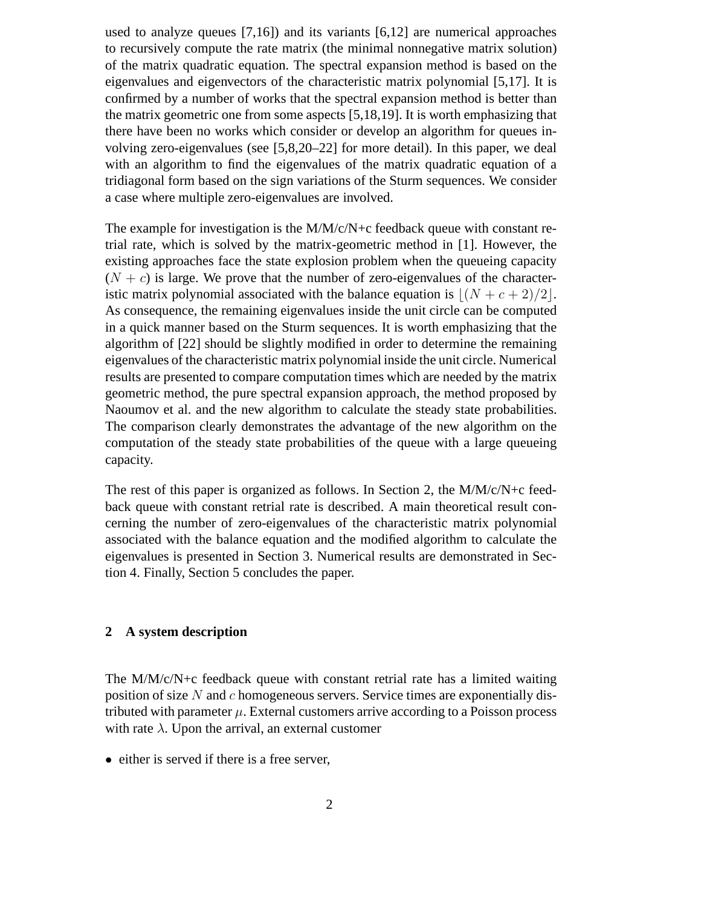used to analyze queues [7,16]) and its variants [6,12] are numerical approaches to recursively compute the rate matrix (the minimal nonnegative matrix solution) of the matrix quadratic equation. The spectral expansion method is based on the eigenvalues and eigenvectors of the characteristic matrix polynomial [5,17]. It is confirmed by a number of works that the spectral expansion method is better than the matrix geometric one from some aspects [5,18,19]. It is worth emphasizing that there have been no works which consider or develop an algorithm for queues involving zero-eigenvalues (see [5,8,20–22] for more detail). In this paper, we deal with an algorithm to find the eigenvalues of the matrix quadratic equation of a tridiagonal form based on the sign variations of the Sturm sequences. We consider a case where multiple zero-eigenvalues are involved.

The example for investigation is the M/M/c/N+c feedback queue with constant retrial rate, which is solved by the matrix-geometric method in [1]. However, the existing approaches face the state explosion problem when the queueing capacity $(N + c)$ is large. We prove that the number of zero-eigenvalues of the characteristic matrix polynomial associated with the balance equation is $\lfloor (N + c + 2)/2 \rfloor$. As consequence, the remaining eigenvalues inside the unit circle can be computed in a quick manner based on the Sturm sequences. It is worth emphasizing that the algorithm of [22] should be slightly modified in order to determine the remaining eigenvalues of the characteristic matrix polynomial inside the unit circle. Numerical results are presented to compare computation times which are needed by the matrix geometric method, the pure spectral expansion approach, the method proposed by Naoumov et al. and the new algorithm to calculate the steady state probabilities. The comparison clearly demonstrates the advantage of the new algorithm on the computation of the steady state probabilities of the queue with a large queueing capacity.

The rest of this paper is organized as follows. In Section 2, the M/M/c/N+c feedback queue with constant retrial rate is described. A main theoretical result concerning the number of zero-eigenvalues of the characteristic matrix polynomial associated with the balance equation and the modified algorithm to calculate the eigenvalues is presented in Section 3. Numerical results are demonstrated in Section 4. Finally, Section 5 concludes the paper.

## 2 A system description

The M/M/c/N+c feedback queue with constant retrial rate has a limited waiting position of size $N$ and $c$ homogeneous servers. Service times are exponentially distributed with parameter $\mu$. External customers arrive according to a Poisson process with rate $\lambda$. Upon the arrival, an external customer

- either is served if there is a free server,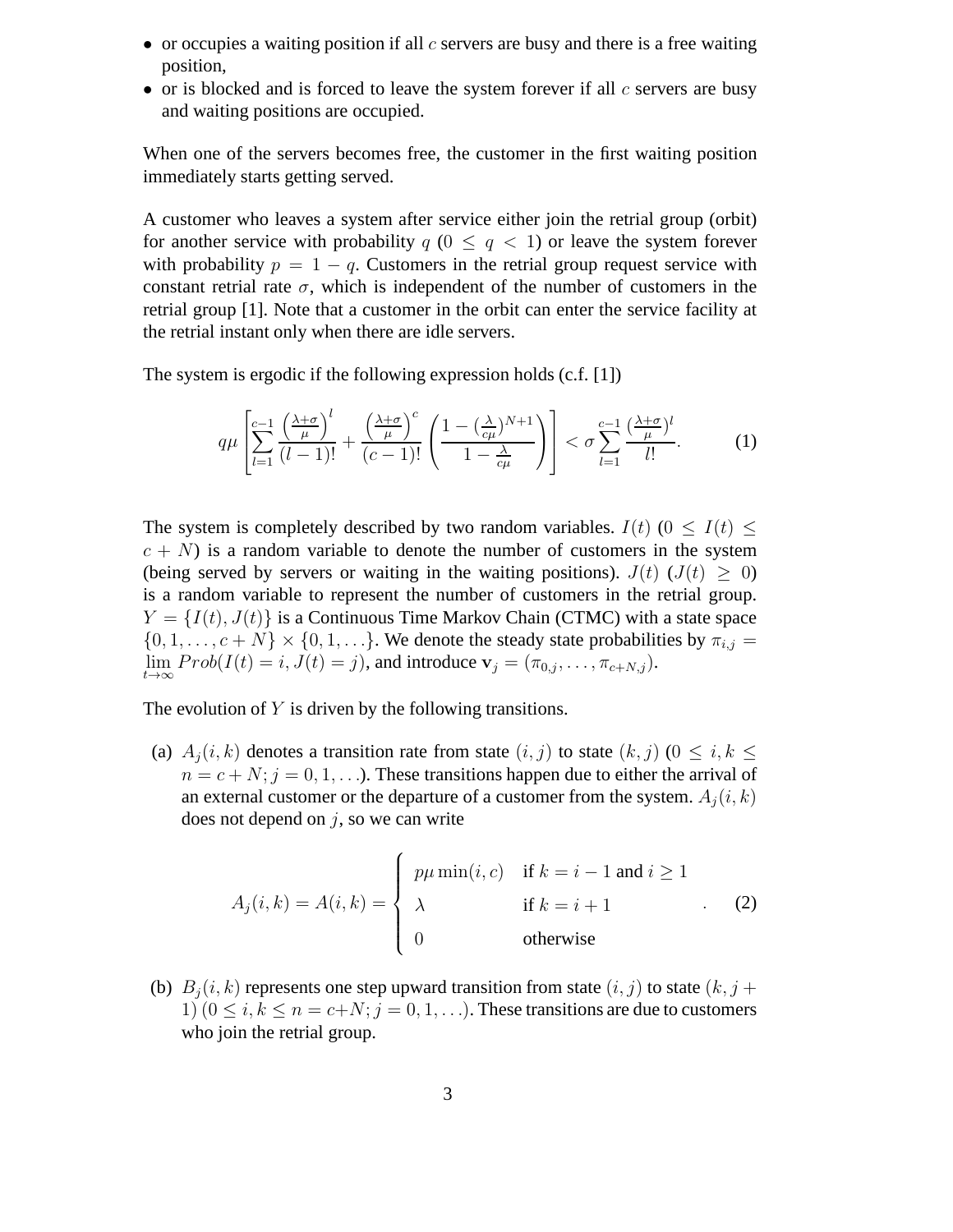- or occupies a waiting position if all $c$ servers are busy and there is a free waiting position,
- or is blocked and is forced to leave the system forever if all $c$ servers are busy and waiting positions are occupied.

When one of the servers becomes free, the customer in the first waiting position immediately starts getting served.

A customer who leaves a system after service either join the retrial group (orbit) for another service with probability $q$ ($0 \leq q < 1$) or leave the system forever with probability $p = 1 - q$. Customers in the retrial group request service with constant retrial rate $\sigma$, which is independent of the number of customers in the retrial group [1]. Note that a customer in the orbit can enter the service facility at the retrial instant only when there are idle servers.

The system is ergodic if the following expression holds (c.f. [1])

$$q\mu \left[ \sum_{l=1}^{c-1} \frac{\left(\frac{\lambda+\sigma}{\mu}\right)^l}{(l-1)!} + \frac{\left(\frac{\lambda+\sigma}{\mu}\right)^c}{(c-1)!} \left( \frac{1 - (\frac{\lambda}{c\mu})^{N+1}}{1 - \frac{\lambda}{c\mu}} \right) \right] < \sigma \sum_{l=1}^{c-1} \frac{(\frac{\lambda+\sigma}{\mu})^l}{l!}. \tag{1}$$

The system is completely described by two random variables. $I(t)$ ($0 \leq I(t) \leq c + N$) is a random variable to denote the number of customers in the system (being served by servers or waiting in the waiting positions). $J(t)$ ($J(t) \geq 0$) is a random variable to represent the number of customers in the retrial group. $Y = \{I(t), J(t)\}$ is a Continuous Time Markov Chain (CTMC) with a state space $\{0, 1, \ldots, c + N\} \times \{0, 1, \ldots\}$. We denote the steady state probabilities by $\pi_{i,j} = \lim_{t\to\infty} Prob(I(t) = i, J(t) = j)$, and introduce $\mathbf{v}_j = (\pi_{0,j}, \ldots, \pi_{c+N,j})$.

The evolution of $Y$ is driven by the following transitions.

(a) $A_j(i,k)$ denotes a transition rate from state $(i,j)$ to state $(k,j)$ ($0 \leq i, k \leq n = c + N; j = 0, 1, \ldots$). These transitions happen due to either the arrival of an external customer or the departure of a customer from the system. $A_j(i,k)$ does not depend on $j$, so we can write

$$A_j(i,k) = A(i,k) = \begin{cases} p\mu \min(i,c) & \text{if } k = i-1 \text{ and } i \geq 1 \\ \lambda & \text{if } k = i+1 \\ 0 & \text{otherwise} \end{cases}. \tag{2}$$

(b) $B_j(i,k)$ represents one step upward transition from state $(i,j)$ to state $(k, j+1)$ ($0 \leq i, k \leq n = c+N; j = 0, 1, \ldots$). These transitions are due to customers who join the retrial group.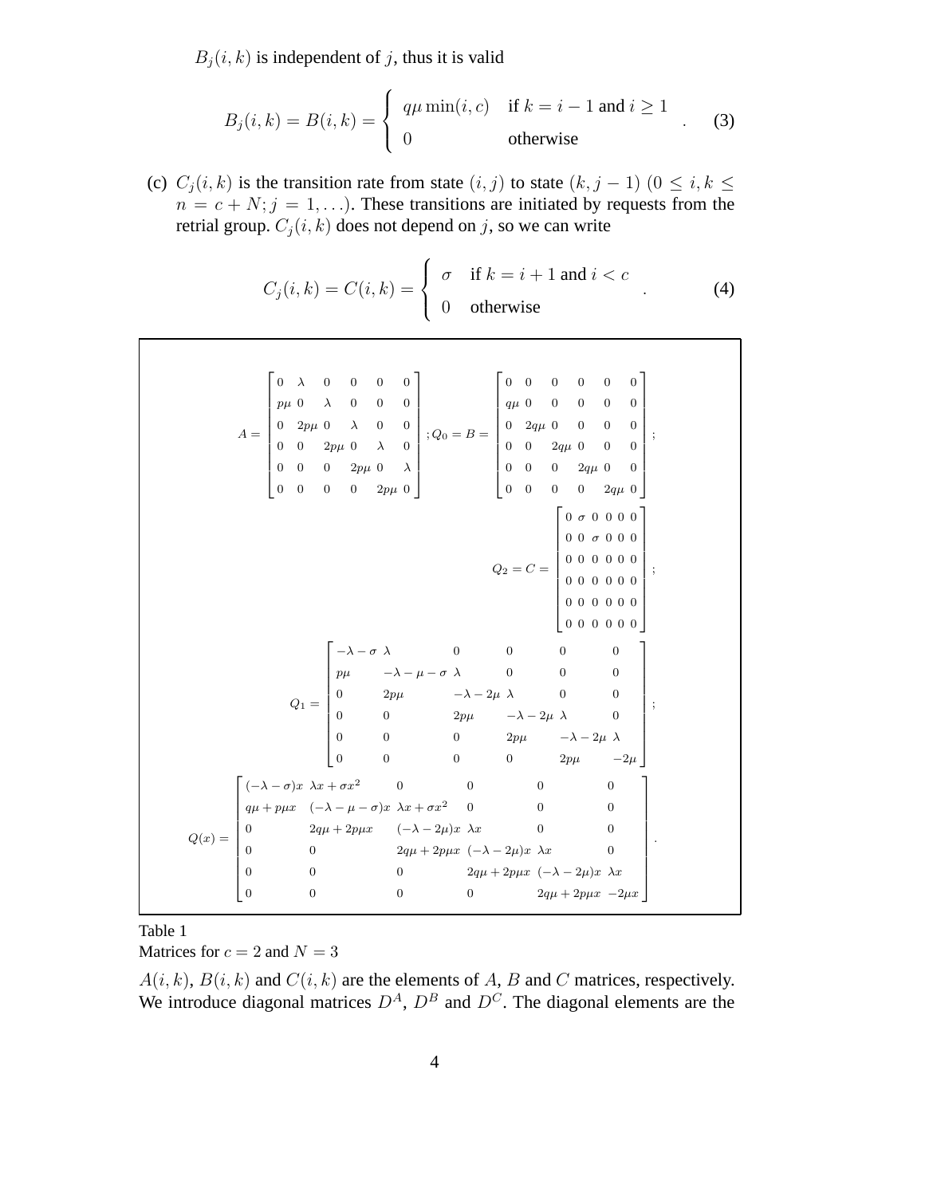$B_j(i,k)$ is independent of $j$, thus it is valid

$$B_j(i,k) = B(i,k) = \begin{cases} q\mu \min(i,c) & \text{if } k = i-1 \text{ and } i \geq 1 \\ 0 & \text{otherwise} \end{cases} . \tag{3}$$

(c) $C_j(i,k)$ is the transition rate from state $(i,j)$ to state $(k,j-1)$ $(0 \leq i,k \leq n = c+N; j = 1,\ldots)$. These transitions are initiated by requests from the retrial group. $C_j(i,k)$ does not depend on $j$, so we can write

$$C_j(i,k) = C(i,k) = \begin{cases} \sigma & \text{if } k = i+1 \text{ and } i < c \\ 0 & \text{otherwise} \end{cases} . \tag{4}$$

$$A = \begin{bmatrix} 0 & \lambda & 0 & 0 & 0 & 0 \\ p\mu & 0 & \lambda & 0 & 0 & 0 \\ 0 & 2p\mu & 0 & \lambda & 0 & 0 \\ 0 & 0 & 2p\mu & 0 & \lambda & 0 \\ 0 & 0 & 0 & 2p\mu & 0 & \lambda \\ 0 & 0 & 0 & 0 & 2p\mu & 0 \end{bmatrix}; Q_0 = B = \begin{bmatrix} 0 & 0 & 0 & 0 & 0 & 0 \\ q\mu & 0 & 0 & 0 & 0 & 0 \\ 0 & 2q\mu & 0 & 0 & 0 & 0 \\ 0 & 0 & 2q\mu & 0 & 0 & 0 \\ 0 & 0 & 0 & 2q\mu & 0 & 0 \\ 0 & 0 & 0 & 0 & 2q\mu & 0 \end{bmatrix};$$

$$Q_2 = C = \begin{bmatrix} 0 & \sigma & 0 & 0 & 0 & 0 \\ 0 & 0 & \sigma & 0 & 0 & 0 \\ 0 & 0 & 0 & 0 & 0 & 0 \\ 0 & 0 & 0 & 0 & 0 & 0 \\ 0 & 0 & 0 & 0 & 0 & 0 \\ 0 & 0 & 0 & 0 & 0 & 0 \end{bmatrix};$$

$$Q_1 = \begin{bmatrix} -\lambda-\sigma & \lambda & 0 & 0 & 0 & 0 \\ p\mu & -\lambda-\mu-\sigma & \lambda & 0 & 0 & 0 \\ 0 & 2p\mu & -\lambda-2\mu & \lambda & 0 & 0 \\ 0 & 0 & 2p\mu & -\lambda-2\mu & \lambda & 0 \\ 0 & 0 & 0 & 2p\mu & -\lambda-2\mu & \lambda \\ 0 & 0 & 0 & 0 & 2p\mu & -2\mu \end{bmatrix};$$

$$Q(x) = \begin{bmatrix} (-\lambda-\sigma)x & \lambda x + \sigma x^2 & 0 & 0 & 0 & 0 \\ q\mu + p\mu x & (-\lambda-\mu-\sigma)x & \lambda x + \sigma x^2 & 0 & 0 & 0 \\ 0 & 2q\mu + 2p\mu x & (-\lambda-2\mu)x & \lambda x & 0 & 0 \\ 0 & 0 & 2q\mu + 2p\mu x & (-\lambda-2\mu)x & \lambda x & 0 \\ 0 & 0 & 0 & 2q\mu + 2p\mu x & (-\lambda-2\mu)x & \lambda x \\ 0 & 0 & 0 & 0 & 2q\mu + 2p\mu x & -2\mu x \end{bmatrix}.$$

Table 1
Matrices for $c = 2$ and $N = 3$

$A(i,k)$, $B(i,k)$ and $C(i,k)$ are the elements of $A$, $B$ and $C$ matrices, respectively. We introduce diagonal matrices $D^A$, $D^B$ and $D^C$. The diagonal elements are the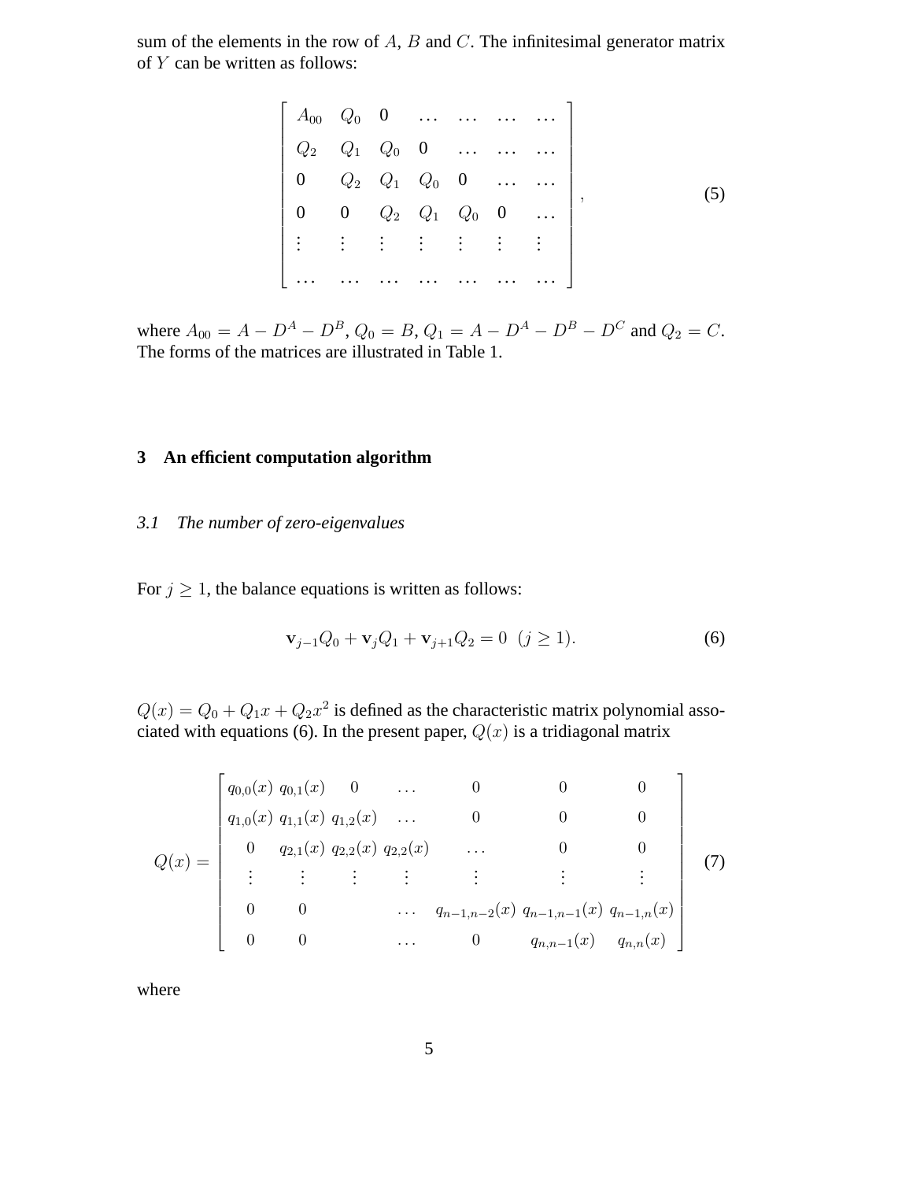sum of the elements in the row of $A$, $B$ and $C$. The infinitesimal generator matrix of $Y$ can be written as follows:

$$
\begin{bmatrix}
A_{00} & Q_0 & 0 & \dots & \dots & \dots & \dots \\
Q_2 & Q_1 & Q_0 & 0 & \dots & \dots & \dots \\
0 & Q_2 & Q_1 & Q_0 & 0 & \dots & \dots \\
0 & 0 & Q_2 & Q_1 & Q_0 & 0 & \dots \\
\vdots & \vdots & \vdots & \vdots & \vdots & \vdots & \vdots \\
\dots & \dots & \dots & \dots & \dots & \dots & \dots
\end{bmatrix}, \tag{5}
$$

where $A_{00} = A - D^A - D^B$, $Q_0 = B$, $Q_1 = A - D^A - D^B - D^C$ and $Q_2 = C$. The forms of the matrices are illustrated in Table 1.

## 3 An efficient computation algorithm

### *3.1 The number of zero-eigenvalues*

For $j \geq 1$, the balance equations is written as follows:

$$
\mathbf{v}_{j-1}Q_0 + \mathbf{v}_j Q_1 + \mathbf{v}_{j+1}Q_2 = 0 \ \ (j \geq 1). \tag{6}
$$

$Q(x) = Q_0 + Q_1 x + Q_2 x^2$ is defined as the characteristic matrix polynomial associated with equations (6). In the present paper, $Q(x)$ is a tridiagonal matrix

$$
Q(x) = \begin{bmatrix}
q_{0,0}(x) & q_{0,1}(x) & 0 & \dots & 0 & 0 & 0 \\
q_{1,0}(x) & q_{1,1}(x) & q_{1,2}(x) & \dots & 0 & 0 & 0 \\
0 & q_{2,1}(x) & q_{2,2}(x) & q_{2,2}(x) & \dots & 0 & 0 \\
\vdots & \vdots & \vdots & \vdots & \vdots & \vdots & \vdots \\
0 & 0 & & \dots & q_{n-1,n-2}(x) & q_{n-1,n-1}(x) & q_{n-1,n}(x) \\
0 & 0 & & \dots & 0 & q_{n,n-1}(x) & q_{n,n}(x)
\end{bmatrix} \tag{7}
$$

where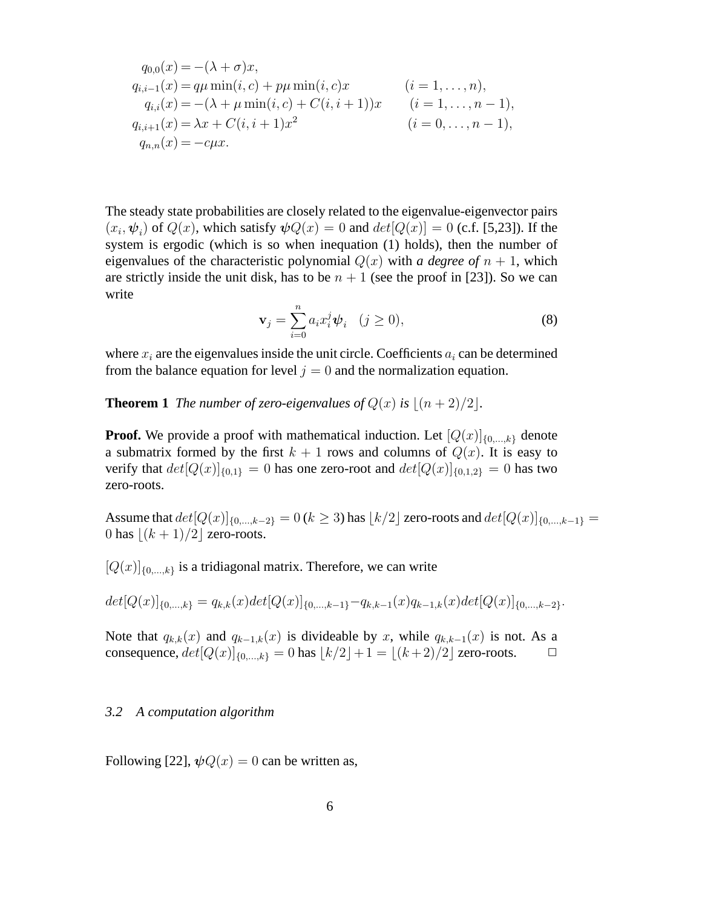$$
\begin{aligned}
q_{0,0}(x) &= -(\lambda+\sigma)x, \\
q_{i,i-1}(x) &= q\mu\min(i,c) + p\mu\min(i,c)x \qquad (i=1,\ldots,n), \\
q_{i,i}(x) &= -(\lambda+\mu\min(i,c)+C(i,i+1))x \qquad (i=1,\ldots,n-1), \\
q_{i,i+1}(x) &= \lambda x + C(i,i+1)x^2 \qquad (i=0,\ldots,n-1), \\
q_{n,n}(x) &= -c\mu x.
\end{aligned}
$$

The steady state probabilities are closely related to the eigenvalue-eigenvector pairs $(x_i, \boldsymbol{\psi}_i)$ of $Q(x)$, which satisfy $\boldsymbol{\psi}Q(x) = 0$ and $det[Q(x)] = 0$ (c.f. [5,23]). If the system is ergodic (which is so when inequation (1) holds), then the number of eigenvalues of the characteristic polynomial $Q(x)$ with *a degree of* $n+1$, which are strictly inside the unit disk, has to be $n+1$ (see the proof in [23]). So we can write

$$
\mathbf{v}_j = \sum_{i=0}^{n} a_i x_i^j \boldsymbol{\psi}_i \quad (j \geq 0), \tag{8}
$$

where $x_i$ are the eigenvalues inside the unit circle. Coefficients $a_i$ can be determined from the balance equation for level $j = 0$ and the normalization equation.

**Theorem 1** *The number of zero-eigenvalues of* $Q(x)$ *is* $\lfloor (n+2)/2 \rfloor$.

**Proof.** We provide a proof with mathematical induction. Let $[Q(x)]_{\{0,\ldots,k\}}$ denote a submatrix formed by the first $k+1$ rows and columns of $Q(x)$. It is easy to verify that $det[Q(x)]_{\{0,1\}} = 0$ has one zero-root and $det[Q(x)]_{\{0,1,2\}} = 0$ has two zero-roots.

Assume that $det[Q(x)]_{\{0,\ldots,k-2\}} = 0$ ($k \geq 3$) has $\lfloor k/2 \rfloor$ zero-roots and $det[Q(x)]_{\{0,\ldots,k-1\}} = 0$ has $\lfloor (k+1)/2 \rfloor$ zero-roots.

$[Q(x)]_{\{0,\ldots,k\}}$ is a tridiagonal matrix. Therefore, we can write

$$
det[Q(x)]_{\{0,\ldots,k\}} = q_{k,k}(x) det[Q(x)]_{\{0,\ldots,k-1\}} - q_{k,k-1}(x) q_{k-1,k}(x) det[Q(x)]_{\{0,\ldots,k-2\}}.
$$

Note that $q_{k,k}(x)$ and $q_{k-1,k}(x)$ is divideable by $x$, while $q_{k,k-1}(x)$ is not. As a consequence, $det[Q(x)]_{\{0,\ldots,k\}} = 0$ has $\lfloor k/2 \rfloor + 1 = \lfloor (k+2)/2 \rfloor$ zero-roots. $\square$

### *3.2 A computation algorithm*

Following [22], $\boldsymbol{\psi}Q(x) = 0$ can be written as,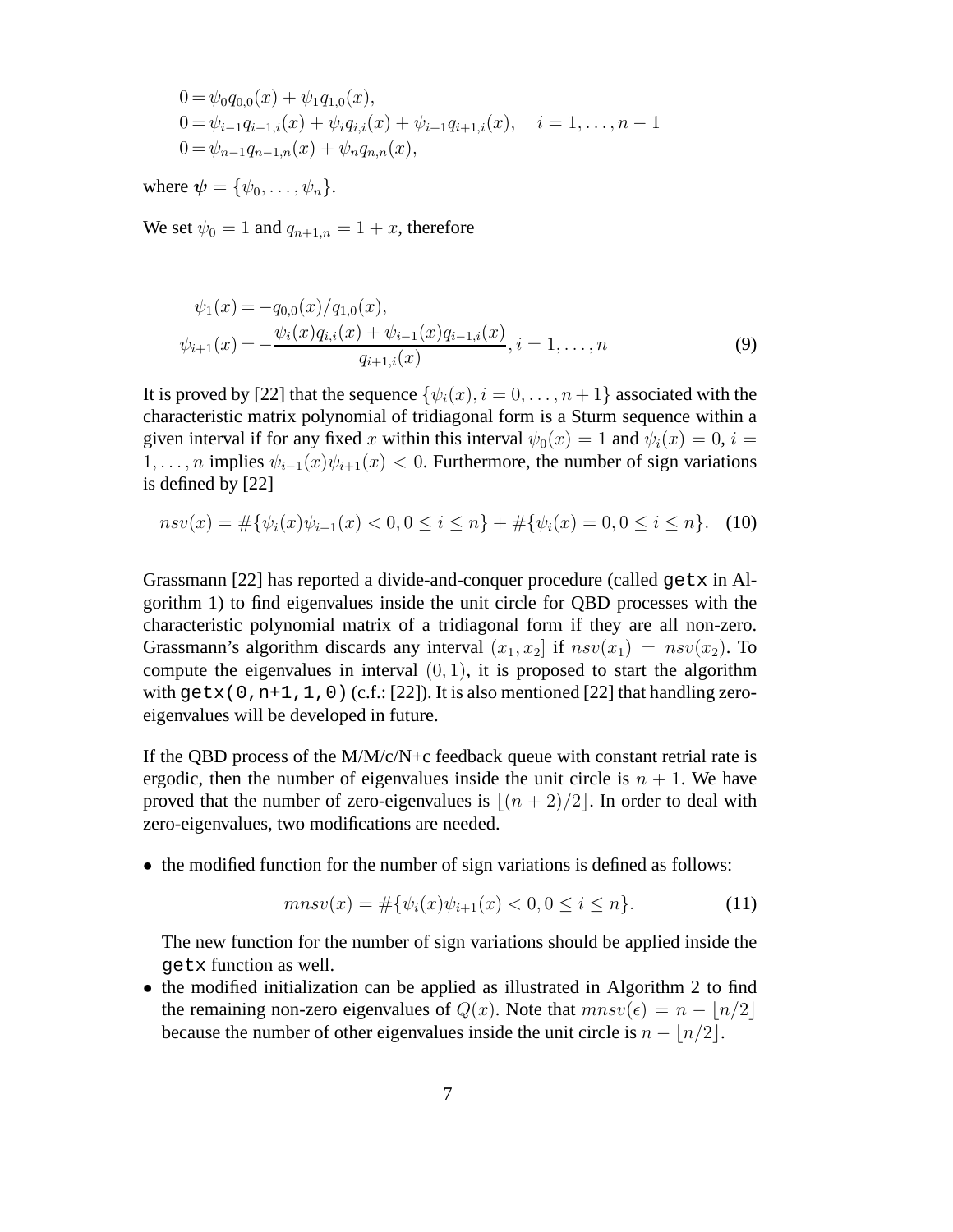$$
\begin{aligned}
0 &= \psi_0 q_{0,0}(x) + \psi_1 q_{1,0}(x), \\
0 &= \psi_{i-1} q_{i-1,i}(x) + \psi_i q_{i,i}(x) + \psi_{i+1} q_{i+1,i}(x), \quad i = 1, \ldots, n-1 \\
0 &= \psi_{n-1} q_{n-1,n}(x) + \psi_n q_{n,n}(x),
\end{aligned}
$$

where $\boldsymbol{\psi} = \{\psi_0, \ldots, \psi_n\}$.

We set $\psi_0 = 1$ and $q_{n+1,n} = 1 + x$, therefore

$$
\begin{aligned}
\psi_1(x) &= -q_{0,0}(x)/q_{1,0}(x), \\
\psi_{i+1}(x) &= -\frac{\psi_i(x) q_{i,i}(x) + \psi_{i-1}(x) q_{i-1,i}(x)}{q_{i+1,i}(x)}, i = 1, \ldots, n
\end{aligned}
\tag{9}
$$

It is proved by [22] that the sequence $\{\psi_i(x), i = 0, \ldots, n+1\}$ associated with the characteristic matrix polynomial of tridiagonal form is a Sturm sequence within a given interval if for any fixed $x$ within this interval $\psi_0(x) = 1$ and $\psi_i(x) = 0$, $i = 1, \ldots, n$ implies $\psi_{i-1}(x)\psi_{i+1}(x) < 0$. Furthermore, the number of sign variations is defined by [22]

$$
nsv(x) = \#\{\psi_i(x)\psi_{i+1}(x) < 0, 0 \le i \le n\} + \#\{\psi_i(x) = 0, 0 \le i \le n\}. \tag{10}
$$

Grassmann [22] has reported a divide-and-conquer procedure (called `getx` in Algorithm 1) to find eigenvalues inside the unit circle for QBD processes with the characteristic polynomial matrix of a tridiagonal form if they are all non-zero. Grassmann's algorithm discards any interval $(x_1, x_2]$ if $nsv(x_1) = nsv(x_2)$. To compute the eigenvalues in interval $(0, 1)$, it is proposed to start the algorithm with `getx(0,n+1,1,0)` (c.f.: [22]). It is also mentioned [22] that handling zero-eigenvalues will be developed in future.

If the QBD process of the M/M/c/N+c feedback queue with constant retrial rate is ergodic, then the number of eigenvalues inside the unit circle is $n + 1$. We have proved that the number of zero-eigenvalues is $\lfloor (n+2)/2 \rfloor$. In order to deal with zero-eigenvalues, two modifications are needed.

- the modified function for the number of sign variations is defined as follows:

$$
mnsv(x) = \#\{\psi_i(x)\psi_{i+1}(x) < 0, 0 \le i \le n\}. \tag{11}
$$

  The new function for the number of sign variations should be applied inside the `getx` function as well.
- the modified initialization can be applied as illustrated in Algorithm 2 to find the remaining non-zero eigenvalues of $Q(x)$. Note that $mnsv(\epsilon) = n - \lfloor n/2 \rfloor$ because the number of other eigenvalues inside the unit circle is $n - \lfloor n/2 \rfloor$.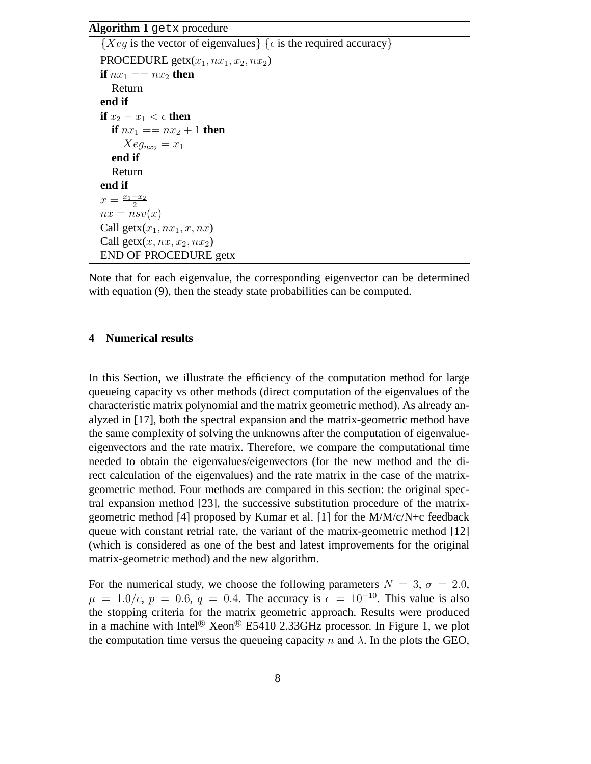**Algorithm 1** `getx` procedure

```
{Xeg is the vector of eigenvalues} {ε is the required accuracy}
PROCEDURE getx(x1, nx1, x2, nx2)
if nx1 == nx2 then
    Return
end if
if x2 − x1 < ε then
    if nx1 == nx2 + 1 then
        Xeg_nx2 = x1
    end if
    Return
end if
x = (x1 + x2) / 2
nx = nsv(x)
Call getx(x1, nx1, x, nx)
Call getx(x, nx, x2, nx2)
END OF PROCEDURE getx
```

Note that for each eigenvalue, the corresponding eigenvector can be determined with equation (9), then the steady state probabilities can be computed.

## 4 Numerical results

In this Section, we illustrate the efficiency of the computation method for large queueing capacity vs other methods (direct computation of the eigenvalues of the characteristic matrix polynomial and the matrix geometric method). As already analyzed in [17], both the spectral expansion and the matrix-geometric method have the same complexity of solving the unknowns after the computation of eigenvalue-eigenvectors and the rate matrix. Therefore, we compare the computational time needed to obtain the eigenvalues/eigenvectors (for the new method and the direct calculation of the eigenvalues) and the rate matrix in the case of the matrix-geometric method. Four methods are compared in this section: the original spectral expansion method [23], the successive substitution procedure of the matrix-geometric method [4] proposed by Kumar et al. [1] for the M/M/c/N+c feedback queue with constant retrial rate, the variant of the matrix-geometric method [12] (which is considered as one of the best and latest improvements for the original matrix-geometric method) and the new algorithm.

For the numerical study, we choose the following parameters $N = 3$, $\sigma = 2.0$, $\mu = 1.0/c$, $p = 0.6$, $q = 0.4$. The accuracy is $\epsilon = 10^{-10}$. This value is also the stopping criteria for the matrix geometric approach. Results were produced in a machine with Intel® Xeon® E5410 2.33GHz processor. In Figure 1, we plot the computation time versus the queueing capacity $n$ and $\lambda$. In the plots the GEO,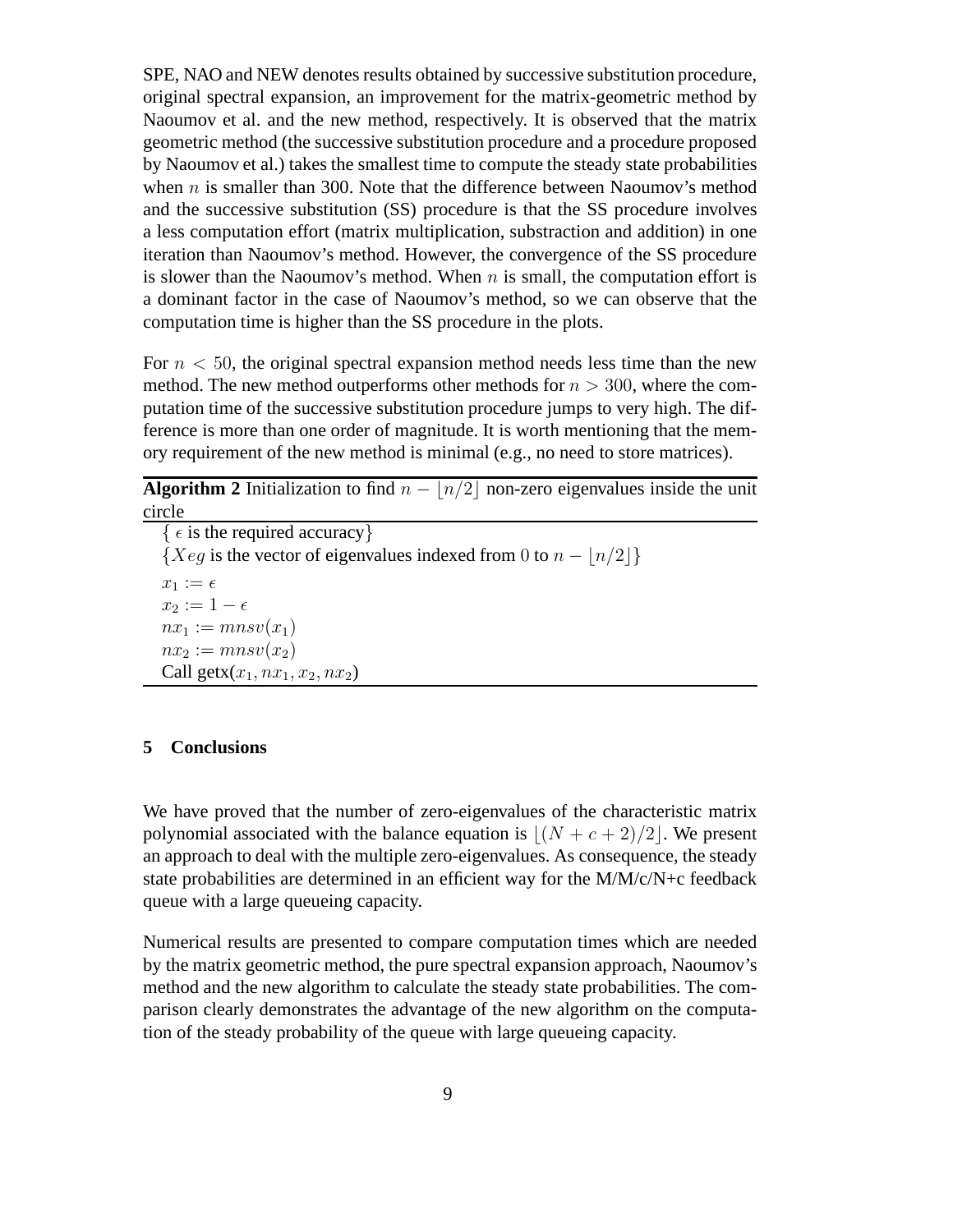SPE, NAO and NEW denotes results obtained by successive substitution procedure, original spectral expansion, an improvement for the matrix-geometric method by Naoumov et al. and the new method, respectively. It is observed that the matrix geometric method (the successive substitution procedure and a procedure proposed by Naoumov et al.) takes the smallest time to compute the steady state probabilities when $n$ is smaller than 300. Note that the difference between Naoumov's method and the successive substitution (SS) procedure is that the SS procedure involves a less computation effort (matrix multiplication, substraction and addition) in one iteration than Naoumov's method. However, the convergence of the SS procedure is slower than the Naoumov's method. When $n$ is small, the computation effort is a dominant factor in the case of Naoumov's method, so we can observe that the computation time is higher than the SS procedure in the plots.

For $n < 50$, the original spectral expansion method needs less time than the new method. The new method outperforms other methods for $n > 300$, where the computation time of the successive substitution procedure jumps to very high. The difference is more than one order of magnitude. It is worth mentioning that the memory requirement of the new method is minimal (e.g., no need to store matrices).

**Algorithm 2** Initialization to find $n - \lfloor n/2 \rfloor$ non-zero eigenvalues inside the unit circle

```
{ ε is the required accuracy}
{Xeg is the vector of eigenvalues indexed from 0 to n − ⌊n/2⌋}
x_1 := ε
x_2 := 1 − ε
nx_1 := mnsv(x_1)
nx_2 := mnsv(x_2)
Call getx(x_1, nx_1, x_2, nx_2)
```

## 5 Conclusions

We have proved that the number of zero-eigenvalues of the characteristic matrix polynomial associated with the balance equation is $\lfloor (N + c + 2)/2 \rfloor$. We present an approach to deal with the multiple zero-eigenvalues. As consequence, the steady state probabilities are determined in an efficient way for the M/M/c/N+c feedback queue with a large queueing capacity.

Numerical results are presented to compare computation times which are needed by the matrix geometric method, the pure spectral expansion approach, Naoumov's method and the new algorithm to calculate the steady state probabilities. The comparison clearly demonstrates the advantage of the new algorithm on the computation of the steady probability of the queue with large queueing capacity.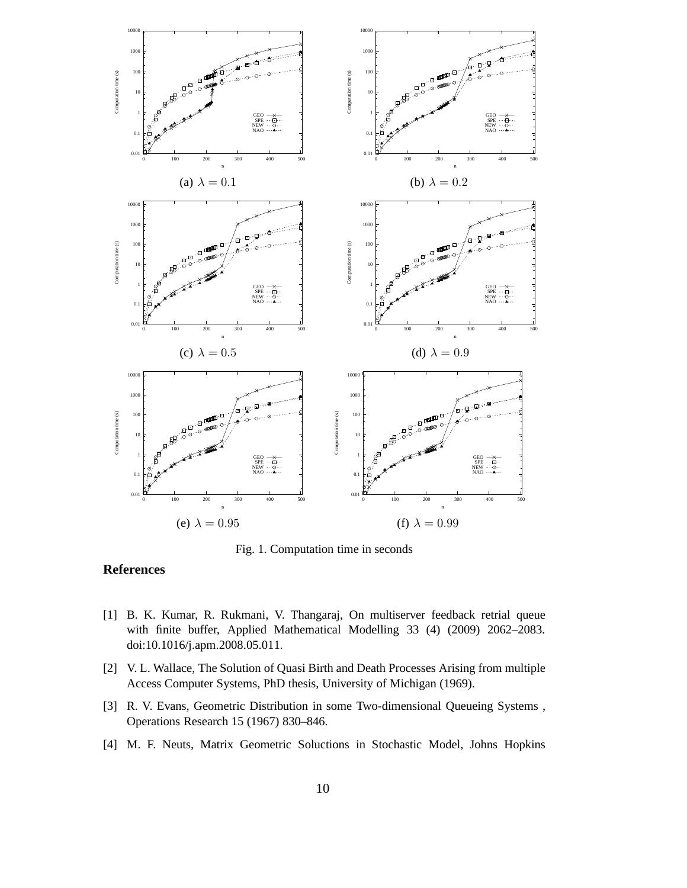(a) $\lambda = 0.1$

(b) $\lambda = 0.2$

(c) $\lambda = 0.5$

(d) $\lambda = 0.9$

(e) $\lambda = 0.95$

(f) $\lambda = 0.99$

Fig. 1. Computation time in seconds

## References

[1] B. K. Kumar, R. Rukmani, V. Thangaraj, On multiserver feedback retrial queue with finite buffer, Applied Mathematical Modelling 33 (4) (2009) 2062–2083. doi:10.1016/j.apm.2008.05.011.

[2] V. L. Wallace, The Solution of Quasi Birth and Death Processes Arising from multiple Access Computer Systems, PhD thesis, University of Michigan (1969).

[3] R. V. Evans, Geometric Distribution in some Two-dimensional Queueing Systems , Operations Research 15 (1967) 830–846.

[4] M. F. Neuts, Matrix Geometric Soluctions in Stochastic Model, Johns Hopkins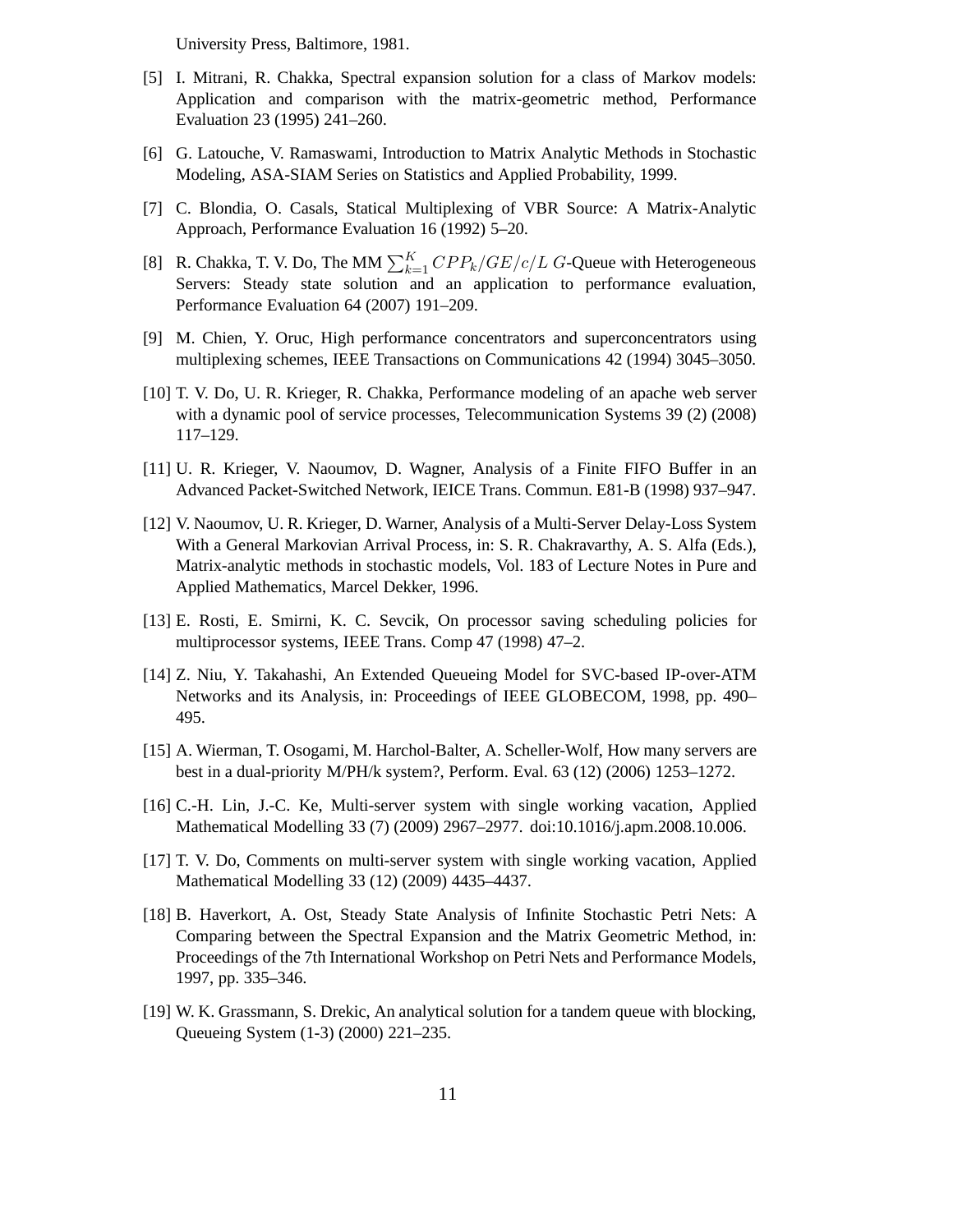University Press, Baltimore, 1981.

[5] I. Mitrani, R. Chakka, Spectral expansion solution for a class of Markov models: Application and comparison with the matrix-geometric method, Performance Evaluation 23 (1995) 241–260.

[6] G. Latouche, V. Ramaswami, Introduction to Matrix Analytic Methods in Stochastic Modeling, ASA-SIAM Series on Statistics and Applied Probability, 1999.

[7] C. Blondia, O. Casals, Statical Multiplexing of VBR Source: A Matrix-Analytic Approach, Performance Evaluation 16 (1992) 5–20.

[8] R. Chakka, T. V. Do, The MM $\sum_{k=1}^{K} CPP_k/GE/c/L\ G$-Queue with Heterogeneous Servers: Steady state solution and an application to performance evaluation, Performance Evaluation 64 (2007) 191–209.

[9] M. Chien, Y. Oruc, High performance concentrators and superconcentrators using multiplexing schemes, IEEE Transactions on Communications 42 (1994) 3045–3050.

[10] T. V. Do, U. R. Krieger, R. Chakka, Performance modeling of an apache web server with a dynamic pool of service processes, Telecommunication Systems 39 (2) (2008) 117–129.

[11] U. R. Krieger, V. Naoumov, D. Wagner, Analysis of a Finite FIFO Buffer in an Advanced Packet-Switched Network, IEICE Trans. Commun. E81-B (1998) 937–947.

[12] V. Naoumov, U. R. Krieger, D. Warner, Analysis of a Multi-Server Delay-Loss System With a General Markovian Arrival Process, in: S. R. Chakravarthy, A. S. Alfa (Eds.), Matrix-analytic methods in stochastic models, Vol. 183 of Lecture Notes in Pure and Applied Mathematics, Marcel Dekker, 1996.

[13] E. Rosti, E. Smirni, K. C. Sevcik, On processor saving scheduling policies for multiprocessor systems, IEEE Trans. Comp 47 (1998) 47–2.

[14] Z. Niu, Y. Takahashi, An Extended Queueing Model for SVC-based IP-over-ATM Networks and its Analysis, in: Proceedings of IEEE GLOBECOM, 1998, pp. 490–495.

[15] A. Wierman, T. Osogami, M. Harchol-Balter, A. Scheller-Wolf, How many servers are best in a dual-priority M/PH/k system?, Perform. Eval. 63 (12) (2006) 1253–1272.

[16] C.-H. Lin, J.-C. Ke, Multi-server system with single working vacation, Applied Mathematical Modelling 33 (7) (2009) 2967–2977. doi:10.1016/j.apm.2008.10.006.

[17] T. V. Do, Comments on multi-server system with single working vacation, Applied Mathematical Modelling 33 (12) (2009) 4435–4437.

[18] B. Haverkort, A. Ost, Steady State Analysis of Infinite Stochastic Petri Nets: A Comparing between the Spectral Expansion and the Matrix Geometric Method, in: Proceedings of the 7th International Workshop on Petri Nets and Performance Models, 1997, pp. 335–346.

[19] W. K. Grassmann, S. Drekic, An analytical solution for a tandem queue with blocking, Queueing System (1-3) (2000) 221–235.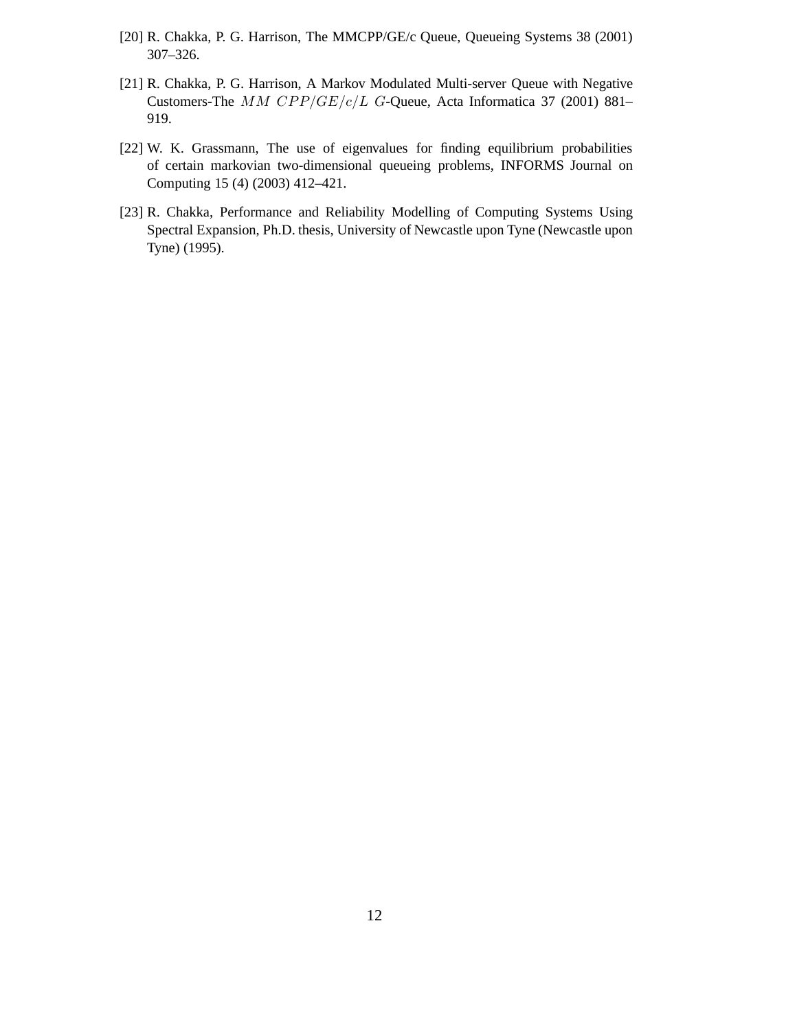[20] R. Chakka, P. G. Harrison, The MMCPP/GE/c Queue, Queueing Systems 38 (2001) 307–326.

[21] R. Chakka, P. G. Harrison, A Markov Modulated Multi-server Queue with Negative Customers-The $MM\ CPP/GE/c/L\ G$-Queue, Acta Informatica 37 (2001) 881–919.

[22] W. K. Grassmann, The use of eigenvalues for finding equilibrium probabilities of certain markovian two-dimensional queueing problems, INFORMS Journal on Computing 15 (4) (2003) 412–421.

[23] R. Chakka, Performance and Reliability Modelling of Computing Systems Using Spectral Expansion, Ph.D. thesis, University of Newcastle upon Tyne (Newcastle upon Tyne) (1995).